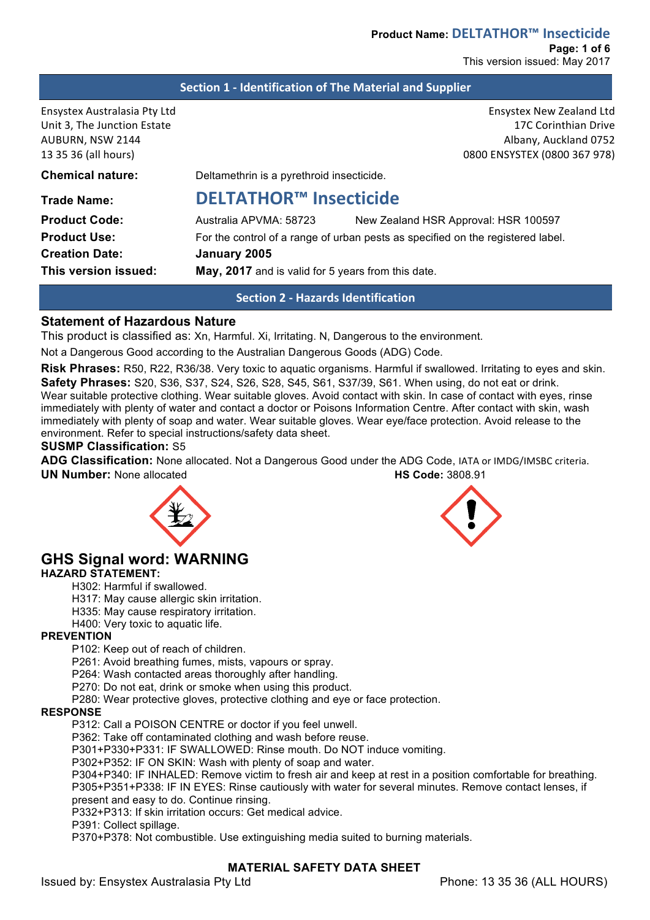## Section 1 - Identification of The Material and Supplier

Ensystex Australasia Pty Ltd
Unit 3, The Junction Estate
AUBURN, NSW 2144
13 35 36 (all hours)

Ensystex New Zealand Ltd
17C Corinthian Drive
Albany, Auckland 0752
0800 ENSYSTEX (0800 367 978)

**Chemical nature:** Deltamethrin is a pyrethroid insecticide.

**Trade Name:** **DELTATHOR™ Insecticide**

**Product Code:** Australia APVMA: 58723 New Zealand HSR Approval: HSR 100597

**Product Use:** For the control of a range of urban pests as specified on the registered label.

**Creation Date:** **January 2005**

**This version issued:** **May, 2017** and is valid for 5 years from this date.

## Section 2 - Hazards Identification

### Statement of Hazardous Nature

This product is classified as: Xn, Harmful. Xi, Irritating. N, Dangerous to the environment.

Not a Dangerous Good according to the Australian Dangerous Goods (ADG) Code.

**Risk Phrases:** R50, R22, R36/38. Very toxic to aquatic organisms. Harmful if swallowed. Irritating to eyes and skin.

**Safety Phrases:** S20, S36, S37, S24, S26, S28, S45, S61, S37/39, S61. When using, do not eat or drink. Wear suitable protective clothing. Wear suitable gloves. Avoid contact with skin. In case of contact with eyes, rinse immediately with plenty of water and contact a doctor or Poisons Information Centre. After contact with skin, wash immediately with plenty of soap and water. Wear suitable gloves. Wear eye/face protection. Avoid release to the environment. Refer to special instructions/safety data sheet.

**SUSMP Classification:** S5

**ADG Classification:** None allocated. Not a Dangerous Good under the ADG Code, IATA or IMDG/IMSBC criteria.

**UN Number:** None allocated **HS Code:** 3808.91

### GHS Signal word: WARNING

**HAZARD STATEMENT:**

- H302: Harmful if swallowed.
- H317: May cause allergic skin irritation.
- H335: May cause respiratory irritation.
- H400: Very toxic to aquatic life.

**PREVENTION**

- P102: Keep out of reach of children.
- P261: Avoid breathing fumes, mists, vapours or spray.
- P264: Wash contacted areas thoroughly after handling.
- P270: Do not eat, drink or smoke when using this product.
- P280: Wear protective gloves, protective clothing and eye or face protection.

**RESPONSE**

- P312: Call a POISON CENTRE or doctor if you feel unwell.
- P362: Take off contaminated clothing and wash before reuse.
- P301+P330+P331: IF SWALLOWED: Rinse mouth. Do NOT induce vomiting.
- P302+P352: IF ON SKIN: Wash with plenty of soap and water.
- P304+P340: IF INHALED: Remove victim to fresh air and keep at rest in a position comfortable for breathing.
- P305+P351+P338: IF IN EYES: Rinse cautiously with water for several minutes. Remove contact lenses, if present and easy to do. Continue rinsing.
- P332+P313: If skin irritation occurs: Get medical advice.
- P391: Collect spillage.
- P370+P378: Not combustible. Use extinguishing media suited to burning materials.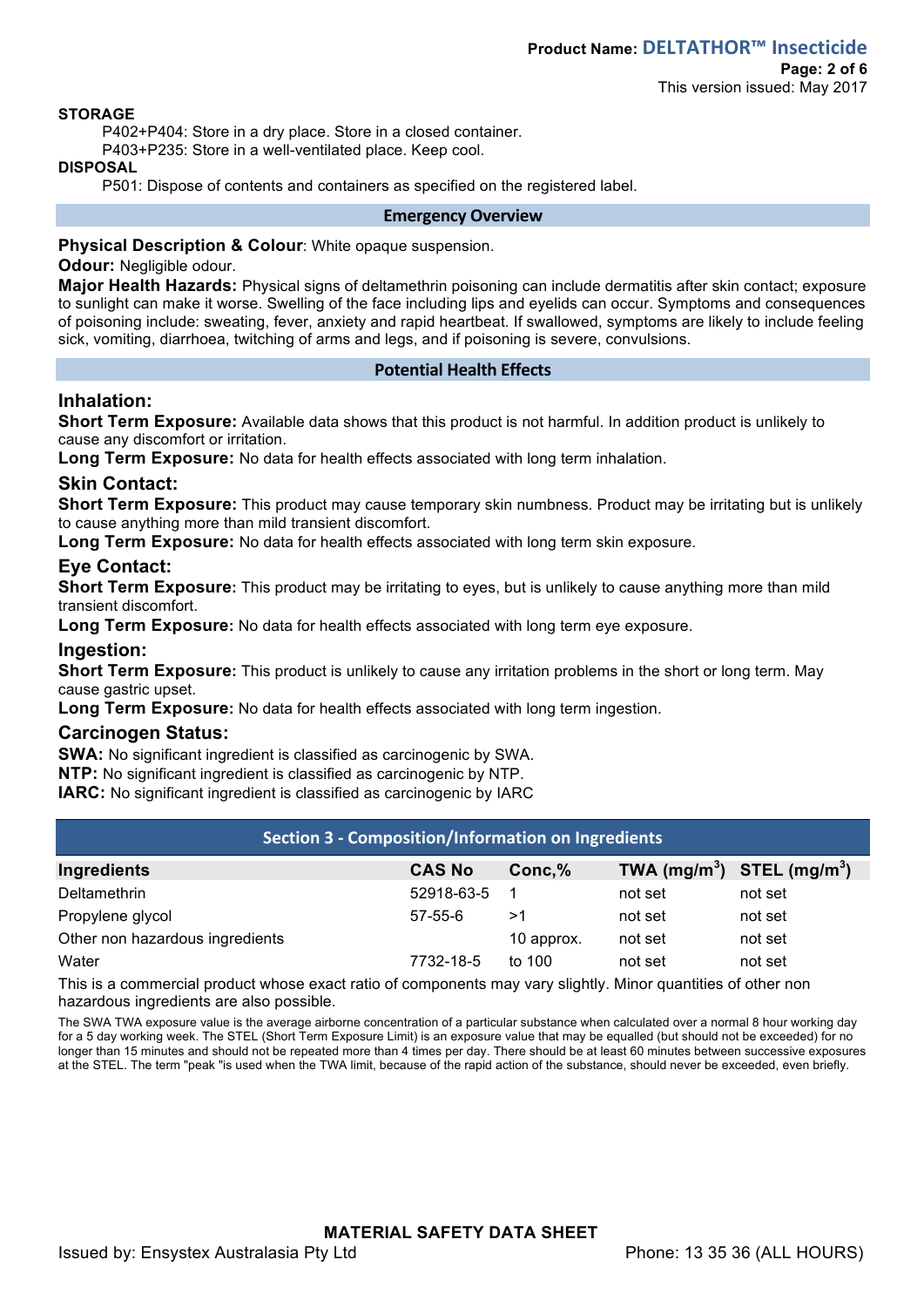**STORAGE**

P402+P404: Store in a dry place. Store in a closed container.

P403+P235: Store in a well-ventilated place. Keep cool.

**DISPOSAL**

P501: Dispose of contents and containers as specified on the registered label.

## Emergency Overview

**Physical Description & Colour**: White opaque suspension.

**Odour:** Negligible odour.

**Major Health Hazards:** Physical signs of deltamethrin poisoning can include dermatitis after skin contact; exposure to sunlight can make it worse. Swelling of the face including lips and eyelids can occur. Symptoms and consequences of poisoning include: sweating, fever, anxiety and rapid heartbeat. If swallowed, symptoms are likely to include feeling sick, vomiting, diarrhoea, twitching of arms and legs, and if poisoning is severe, convulsions.

## Potential Health Effects

### Inhalation:

**Short Term Exposure:** Available data shows that this product is not harmful. In addition product is unlikely to cause any discomfort or irritation.

**Long Term Exposure:** No data for health effects associated with long term inhalation.

### Skin Contact:

**Short Term Exposure:** This product may cause temporary skin numbness. Product may be irritating but is unlikely to cause anything more than mild transient discomfort.

**Long Term Exposure:** No data for health effects associated with long term skin exposure.

### Eye Contact:

**Short Term Exposure:** This product may be irritating to eyes, but is unlikely to cause anything more than mild transient discomfort.

**Long Term Exposure:** No data for health effects associated with long term eye exposure.

### Ingestion:

**Short Term Exposure:** This product is unlikely to cause any irritation problems in the short or long term. May cause gastric upset.

**Long Term Exposure:** No data for health effects associated with long term ingestion.

### Carcinogen Status:

**SWA:** No significant ingredient is classified as carcinogenic by SWA.

**NTP:** No significant ingredient is classified as carcinogenic by NTP.

**IARC:** No significant ingredient is classified as carcinogenic by IARC

## Section 3 - Composition/Information on Ingredients

| Ingredients | CAS No | Conc,% | TWA (mg/m$^3$) | STEL (mg/m$^3$) |
|---|---|---|---|---|
| Deltamethrin | 52918-63-5 | 1 | not set | not set |
| Propylene glycol | 57-55-6 | >1 | not set | not set |
| Other non hazardous ingredients | | 10 approx. | not set | not set |
| Water | 7732-18-5 | to 100 | not set | not set |

This is a commercial product whose exact ratio of components may vary slightly. Minor quantities of other non hazardous ingredients are also possible.

The SWA TWA exposure value is the average airborne concentration of a particular substance when calculated over a normal 8 hour working day for a 5 day working week. The STEL (Short Term Exposure Limit) is an exposure value that may be equalled (but should not be exceeded) for no longer than 15 minutes and should not be repeated more than 4 times per day. There should be at least 60 minutes between successive exposures at the STEL. The term "peak "is used when the TWA limit, because of the rapid action of the substance, should never be exceeded, even briefly.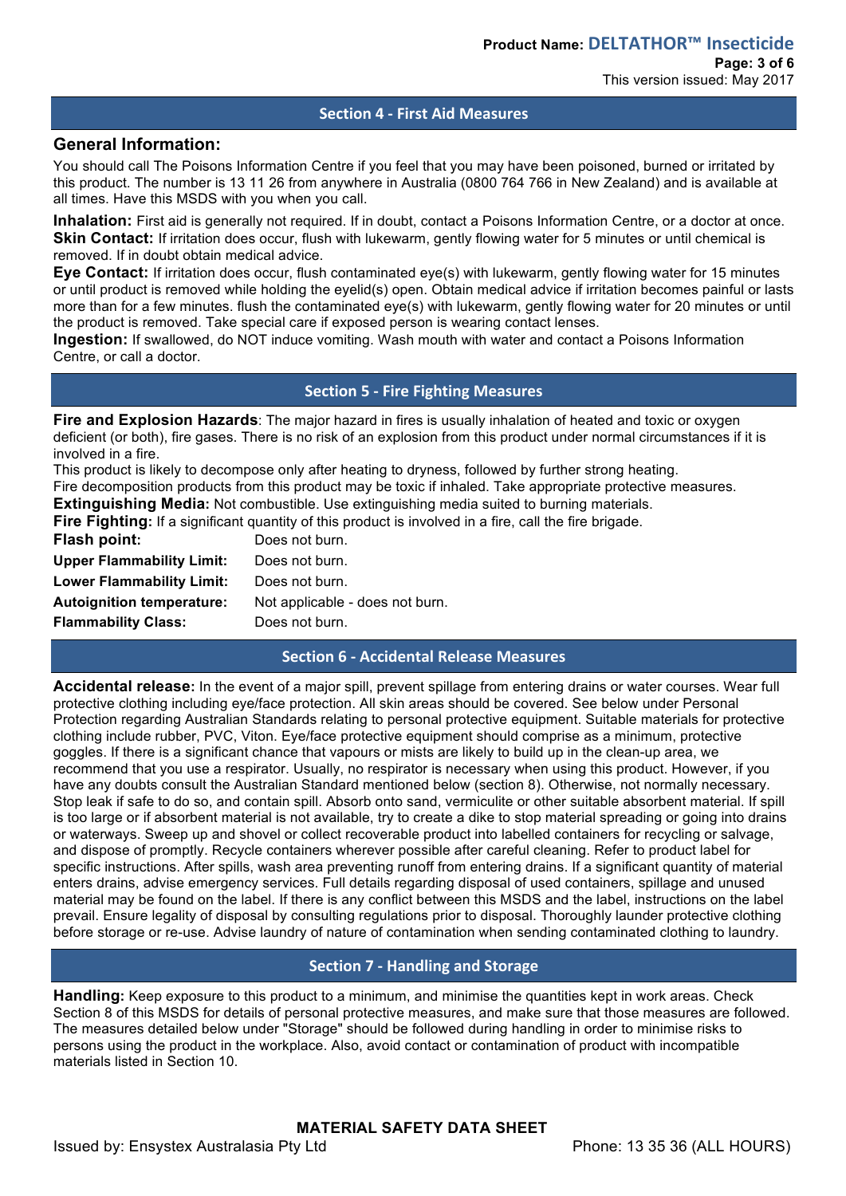## Section 4 - First Aid Measures

### General Information:

You should call The Poisons Information Centre if you feel that you may have been poisoned, burned or irritated by this product. The number is 13 11 26 from anywhere in Australia (0800 764 766 in New Zealand) and is available at all times. Have this MSDS with you when you call.

**Inhalation:** First aid is generally not required. If in doubt, contact a Poisons Information Centre, or a doctor at once.
**Skin Contact:** If irritation does occur, flush with lukewarm, gently flowing water for 5 minutes or until chemical is removed. If in doubt obtain medical advice.
**Eye Contact:** If irritation does occur, flush contaminated eye(s) with lukewarm, gently flowing water for 15 minutes or until product is removed while holding the eyelid(s) open. Obtain medical advice if irritation becomes painful or lasts more than for a few minutes. flush the contaminated eye(s) with lukewarm, gently flowing water for 20 minutes or until the product is removed. Take special care if exposed person is wearing contact lenses.
**Ingestion:** If swallowed, do NOT induce vomiting. Wash mouth with water and contact a Poisons Information Centre, or call a doctor.

## Section 5 - Fire Fighting Measures

**Fire and Explosion Hazards**: The major hazard in fires is usually inhalation of heated and toxic or oxygen deficient (or both), fire gases. There is no risk of an explosion from this product under normal circumstances if it is involved in a fire.
This product is likely to decompose only after heating to dryness, followed by further strong heating.
Fire decomposition products from this product may be toxic if inhaled. Take appropriate protective measures.
**Extinguishing Media:** Not combustible. Use extinguishing media suited to burning materials.
**Fire Fighting:** If a significant quantity of this product is involved in a fire, call the fire brigade.

| | |
|---|---|
| **Flash point:** | Does not burn. |
| **Upper Flammability Limit:** | Does not burn. |
| **Lower Flammability Limit:** | Does not burn. |
| **Autoignition temperature:** | Not applicable - does not burn. |
| **Flammability Class:** | Does not burn. |

## Section 6 - Accidental Release Measures

**Accidental release:** In the event of a major spill, prevent spillage from entering drains or water courses. Wear full protective clothing including eye/face protection. All skin areas should be covered. See below under Personal Protection regarding Australian Standards relating to personal protective equipment. Suitable materials for protective clothing include rubber, PVC, Viton. Eye/face protective equipment should comprise as a minimum, protective goggles. If there is a significant chance that vapours or mists are likely to build up in the clean-up area, we recommend that you use a respirator. Usually, no respirator is necessary when using this product. However, if you have any doubts consult the Australian Standard mentioned below (section 8). Otherwise, not normally necessary. Stop leak if safe to do so, and contain spill. Absorb onto sand, vermiculite or other suitable absorbent material. If spill is too large or if absorbent material is not available, try to create a dike to stop material spreading or going into drains or waterways. Sweep up and shovel or collect recoverable product into labelled containers for recycling or salvage, and dispose of promptly. Recycle containers wherever possible after careful cleaning. Refer to product label for specific instructions. After spills, wash area preventing runoff from entering drains. If a significant quantity of material enters drains, advise emergency services. Full details regarding disposal of used containers, spillage and unused material may be found on the label. If there is any conflict between this MSDS and the label, instructions on the label prevail. Ensure legality of disposal by consulting regulations prior to disposal. Thoroughly launder protective clothing before storage or re-use. Advise laundry of nature of contamination when sending contaminated clothing to laundry.

## Section 7 - Handling and Storage

**Handling:** Keep exposure to this product to a minimum, and minimise the quantities kept in work areas. Check Section 8 of this MSDS for details of personal protective measures, and make sure that those measures are followed. The measures detailed below under "Storage" should be followed during handling in order to minimise risks to persons using the product in the workplace. Also, avoid contact or contamination of product with incompatible materials listed in Section 10.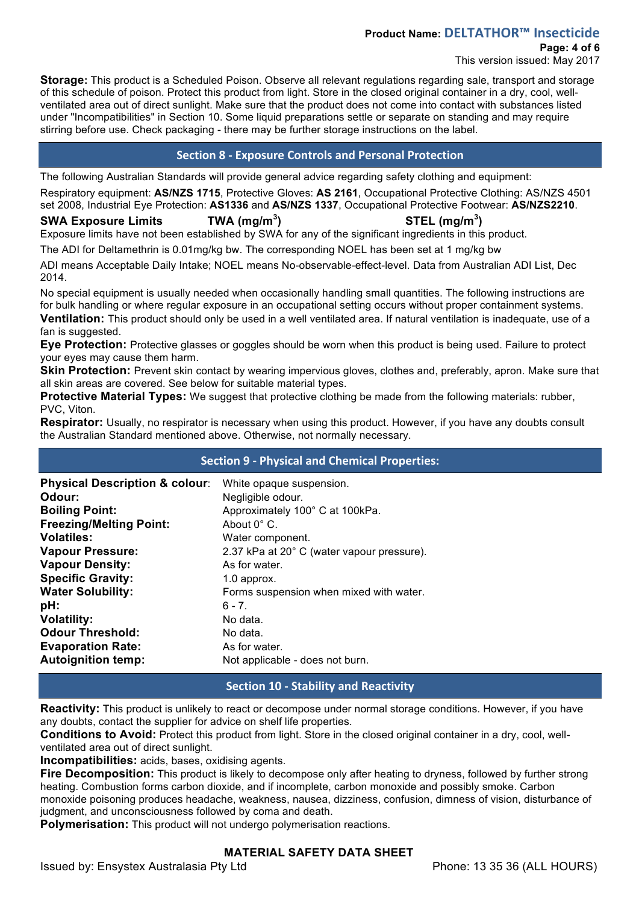**Storage:** This product is a Scheduled Poison. Observe all relevant regulations regarding sale, transport and storage of this schedule of poison. Protect this product from light. Store in the closed original container in a dry, cool, well-ventilated area out of direct sunlight. Make sure that the product does not come into contact with substances listed under "Incompatibilities" in Section 10. Some liquid preparations settle or separate on standing and may require stirring before use. Check packaging - there may be further storage instructions on the label.

## Section 8 - Exposure Controls and Personal Protection

The following Australian Standards will provide general advice regarding safety clothing and equipment:

Respiratory equipment: **AS/NZS 1715**, Protective Gloves: **AS 2161**, Occupational Protective Clothing: AS/NZS 4501 set 2008, Industrial Eye Protection: **AS1336** and **AS/NZS 1337**, Occupational Protective Footwear: **AS/NZS2210**.

| **SWA Exposure Limits** | **TWA ($mg/m^3$)** | **STEL ($mg/m^3$)** |
| --- | --- | --- |

Exposure limits have not been established by SWA for any of the significant ingredients in this product.

The ADI for Deltamethrin is 0.01mg/kg bw. The corresponding NOEL has been set at 1 mg/kg bw

ADI means Acceptable Daily Intake; NOEL means No-observable-effect-level. Data from Australian ADI List, Dec 2014.

No special equipment is usually needed when occasionally handling small quantities. The following instructions are for bulk handling or where regular exposure in an occupational setting occurs without proper containment systems.

**Ventilation:** This product should only be used in a well ventilated area. If natural ventilation is inadequate, use of a fan is suggested.

**Eye Protection:** Protective glasses or goggles should be worn when this product is being used. Failure to protect your eyes may cause them harm.

**Skin Protection:** Prevent skin contact by wearing impervious gloves, clothes and, preferably, apron. Make sure that all skin areas are covered. See below for suitable material types.

**Protective Material Types:** We suggest that protective clothing be made from the following materials: rubber, PVC, Viton.

**Respirator:** Usually, no respirator is necessary when using this product. However, if you have any doubts consult the Australian Standard mentioned above. Otherwise, not normally necessary.

## Section 9 - Physical and Chemical Properties:

| | |
| --- | --- |
| **Physical Description & colour**: | White opaque suspension. |
| **Odour:** | Negligible odour. |
| **Boiling Point:** | Approximately 100° C at 100kPa. |
| **Freezing/Melting Point:** | About 0° C. |
| **Volatiles:** | Water component. |
| **Vapour Pressure:** | 2.37 kPa at 20° C (water vapour pressure). |
| **Vapour Density:** | As for water. |
| **Specific Gravity:** | 1.0 approx. |
| **Water Solubility:** | Forms suspension when mixed with water. |
| **pH:** | 6 - 7. |
| **Volatility:** | No data. |
| **Odour Threshold:** | No data. |
| **Evaporation Rate:** | As for water. |
| **Autoignition temp:** | Not applicable - does not burn. |

## Section 10 - Stability and Reactivity

**Reactivity:** This product is unlikely to react or decompose under normal storage conditions. However, if you have any doubts, contact the supplier for advice on shelf life properties.

**Conditions to Avoid:** Protect this product from light. Store in the closed original container in a dry, cool, well-ventilated area out of direct sunlight.

**Incompatibilities:** acids, bases, oxidising agents.

**Fire Decomposition:** This product is likely to decompose only after heating to dryness, followed by further strong heating. Combustion forms carbon dioxide, and if incomplete, carbon monoxide and possibly smoke. Carbon monoxide poisoning produces headache, weakness, nausea, dizziness, confusion, dimness of vision, disturbance of judgment, and unconsciousness followed by coma and death.

**Polymerisation:** This product will not undergo polymerisation reactions.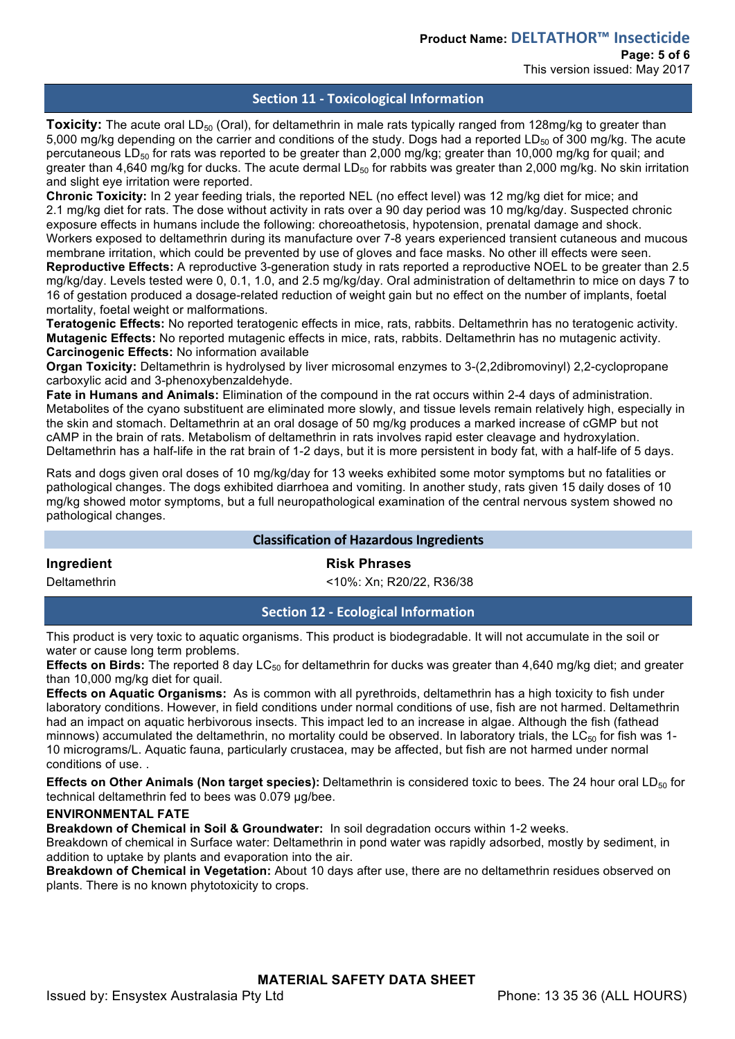## Section 11 - Toxicological Information

**Toxicity:** The acute oral $LD_{50}$ (Oral), for deltamethrin in male rats typically ranged from 128mg/kg to greater than 5,000 mg/kg depending on the carrier and conditions of the study. Dogs had a reported $LD_{50}$ of 300 mg/kg. The acute percutaneous $LD_{50}$ for rats was reported to be greater than 2,000 mg/kg; greater than 10,000 mg/kg for quail; and greater than 4,640 mg/kg for ducks. The acute dermal $LD_{50}$ for rabbits was greater than 2,000 mg/kg. No skin irritation and slight eye irritation were reported.

**Chronic Toxicity:** In 2 year feeding trials, the reported NEL (no effect level) was 12 mg/kg diet for mice; and 2.1 mg/kg diet for rats. The dose without activity in rats over a 90 day period was 10 mg/kg/day. Suspected chronic exposure effects in humans include the following: choreoathetosis, hypotension, prenatal damage and shock. Workers exposed to deltamethrin during its manufacture over 7-8 years experienced transient cutaneous and mucous membrane irritation, which could be prevented by use of gloves and face masks. No other ill effects were seen.

**Reproductive Effects:** A reproductive 3-generation study in rats reported a reproductive NOEL to be greater than 2.5 mg/kg/day. Levels tested were 0, 0.1, 1.0, and 2.5 mg/kg/day. Oral administration of deltamethrin to mice on days 7 to 16 of gestation produced a dosage-related reduction of weight gain but no effect on the number of implants, foetal mortality, foetal weight or malformations.

**Teratogenic Effects:** No reported teratogenic effects in mice, rats, rabbits. Deltamethrin has no teratogenic activity.

**Mutagenic Effects:** No reported mutagenic effects in mice, rats, rabbits. Deltamethrin has no mutagenic activity.

**Carcinogenic Effects:** No information available

**Organ Toxicity:** Deltamethrin is hydrolysed by liver microsomal enzymes to 3-(2,2dibromovinyl) 2,2-cyclopropane carboxylic acid and 3-phenoxybenzaldehyde.

**Fate in Humans and Animals:** Elimination of the compound in the rat occurs within 2-4 days of administration. Metabolites of the cyano substituent are eliminated more slowly, and tissue levels remain relatively high, especially in the skin and stomach. Deltamethrin at an oral dosage of 50 mg/kg produces a marked increase of cGMP but not cAMP in the brain of rats. Metabolism of deltamethrin in rats involves rapid ester cleavage and hydroxylation. Deltamethrin has a half-life in the rat brain of 1-2 days, but it is more persistent in body fat, with a half-life of 5 days.

Rats and dogs given oral doses of 10 mg/kg/day for 13 weeks exhibited some motor symptoms but no fatalities or pathological changes. The dogs exhibited diarrhoea and vomiting. In another study, rats given 15 daily doses of 10 mg/kg showed motor symptoms, but a full neuropathological examination of the central nervous system showed no pathological changes.

### Classification of Hazardous Ingredients

| Ingredient | Risk Phrases |
| --- | --- |
| Deltamethrin | <10%: Xn; R20/22, R36/38 |

## Section 12 - Ecological Information

This product is very toxic to aquatic organisms. This product is biodegradable. It will not accumulate in the soil or water or cause long term problems.

**Effects on Birds:** The reported 8 day $LC_{50}$ for deltamethrin for ducks was greater than 4,640 mg/kg diet; and greater than 10,000 mg/kg diet for quail.

**Effects on Aquatic Organisms:** As is common with all pyrethroids, deltamethrin has a high toxicity to fish under laboratory conditions. However, in field conditions under normal conditions of use, fish are not harmed. Deltamethrin had an impact on aquatic herbivorous insects. This impact led to an increase in algae. Although the fish (fathead minnows) accumulated the deltamethrin, no mortality could be observed. In laboratory trials, the $LC_{50}$ for fish was 1-10 micrograms/L. Aquatic fauna, particularly crustacea, may be affected, but fish are not harmed under normal conditions of use. .

**Effects on Other Animals (Non target species):** Deltamethrin is considered toxic to bees. The 24 hour oral $LD_{50}$ for technical deltamethrin fed to bees was 0.079 µg/bee.

**ENVIRONMENTAL FATE**

**Breakdown of Chemical in Soil & Groundwater:** In soil degradation occurs within 1-2 weeks.

Breakdown of chemical in Surface water: Deltamethrin in pond water was rapidly adsorbed, mostly by sediment, in addition to uptake by plants and evaporation into the air.

**Breakdown of Chemical in Vegetation:** About 10 days after use, there are no deltamethrin residues observed on plants. There is no known phytotoxicity to crops.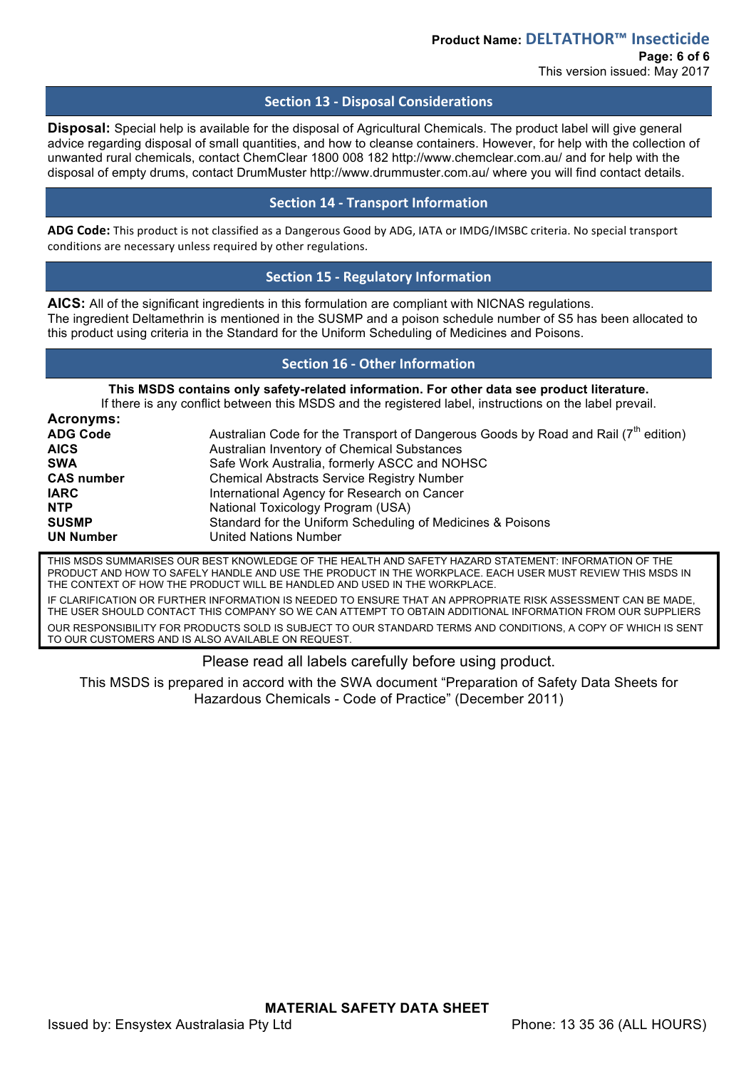## Section 13 - Disposal Considerations

**Disposal:** Special help is available for the disposal of Agricultural Chemicals. The product label will give general advice regarding disposal of small quantities, and how to cleanse containers. However, for help with the collection of unwanted rural chemicals, contact ChemClear 1800 008 182 http://www.chemclear.com.au/ and for help with the disposal of empty drums, contact DrumMuster http://www.drummuster.com.au/ where you will find contact details.

## Section 14 - Transport Information

**ADG Code:** This product is not classified as a Dangerous Good by ADG, IATA or IMDG/IMSBC criteria. No special transport conditions are necessary unless required by other regulations.

## Section 15 - Regulatory Information

**AICS:** All of the significant ingredients in this formulation are compliant with NICNAS regulations.
The ingredient Deltamethrin is mentioned in the SUSMP and a poison schedule number of S5 has been allocated to this product using criteria in the Standard for the Uniform Scheduling of Medicines and Poisons.

## Section 16 - Other Information

**This MSDS contains only safety-related information. For other data see product literature.**
If there is any conflict between this MSDS and the registered label, instructions on the label prevail.

**Acronyms:**

| | |
|---|---|
| **ADG Code** | Australian Code for the Transport of Dangerous Goods by Road and Rail (7th edition) |
| **AICS** | Australian Inventory of Chemical Substances |
| **SWA** | Safe Work Australia, formerly ASCC and NOHSC |
| **CAS number** | Chemical Abstracts Service Registry Number |
| **IARC** | International Agency for Research on Cancer |
| **NTP** | National Toxicology Program (USA) |
| **SUSMP** | Standard for the Uniform Scheduling of Medicines & Poisons |
| **UN Number** | United Nations Number |

THIS MSDS SUMMARISES OUR BEST KNOWLEDGE OF THE HEALTH AND SAFETY HAZARD STATEMENT: INFORMATION OF THE PRODUCT AND HOW TO SAFELY HANDLE AND USE THE PRODUCT IN THE WORKPLACE. EACH USER MUST REVIEW THIS MSDS IN THE CONTEXT OF HOW THE PRODUCT WILL BE HANDLED AND USED IN THE WORKPLACE.

IF CLARIFICATION OR FURTHER INFORMATION IS NEEDED TO ENSURE THAT AN APPROPRIATE RISK ASSESSMENT CAN BE MADE, THE USER SHOULD CONTACT THIS COMPANY SO WE CAN ATTEMPT TO OBTAIN ADDITIONAL INFORMATION FROM OUR SUPPLIERS

OUR RESPONSIBILITY FOR PRODUCTS SOLD IS SUBJECT TO OUR STANDARD TERMS AND CONDITIONS, A COPY OF WHICH IS SENT TO OUR CUSTOMERS AND IS ALSO AVAILABLE ON REQUEST.

Please read all labels carefully before using product.

This MSDS is prepared in accord with the SWA document "Preparation of Safety Data Sheets for Hazardous Chemicals - Code of Practice" (December 2011)